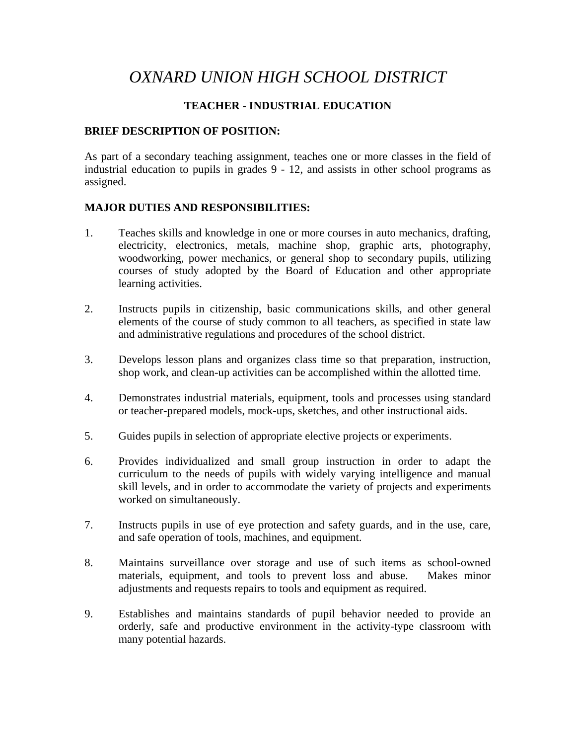# *OXNARD UNION HIGH SCHOOL DISTRICT*

## TEACHER - INDUSTRIAL EDUCATION

**BRIEF DESCRIPTION OF POSITION:**

As part of a secondary teaching assignment, teaches one or more classes in the field of industrial education to pupils in grades 9 - 12, and assists in other school programs as assigned.

**MAJOR DUTIES AND RESPONSIBILITIES:**

1. Teaches skills and knowledge in one or more courses in auto mechanics, drafting, electricity, electronics, metals, machine shop, graphic arts, photography, woodworking, power mechanics, or general shop to secondary pupils, utilizing courses of study adopted by the Board of Education and other appropriate learning activities.

2. Instructs pupils in citizenship, basic communications skills, and other general elements of the course of study common to all teachers, as specified in state law and administrative regulations and procedures of the school district.

3. Develops lesson plans and organizes class time so that preparation, instruction, shop work, and clean-up activities can be accomplished within the allotted time.

4. Demonstrates industrial materials, equipment, tools and processes using standard or teacher-prepared models, mock-ups, sketches, and other instructional aids.

5. Guides pupils in selection of appropriate elective projects or experiments.

6. Provides individualized and small group instruction in order to adapt the curriculum to the needs of pupils with widely varying intelligence and manual skill levels, and in order to accommodate the variety of projects and experiments worked on simultaneously.

7. Instructs pupils in use of eye protection and safety guards, and in the use, care, and safe operation of tools, machines, and equipment.

8. Maintains surveillance over storage and use of such items as school-owned materials, equipment, and tools to prevent loss and abuse. Makes minor adjustments and requests repairs to tools and equipment as required.

9. Establishes and maintains standards of pupil behavior needed to provide an orderly, safe and productive environment in the activity-type classroom with many potential hazards.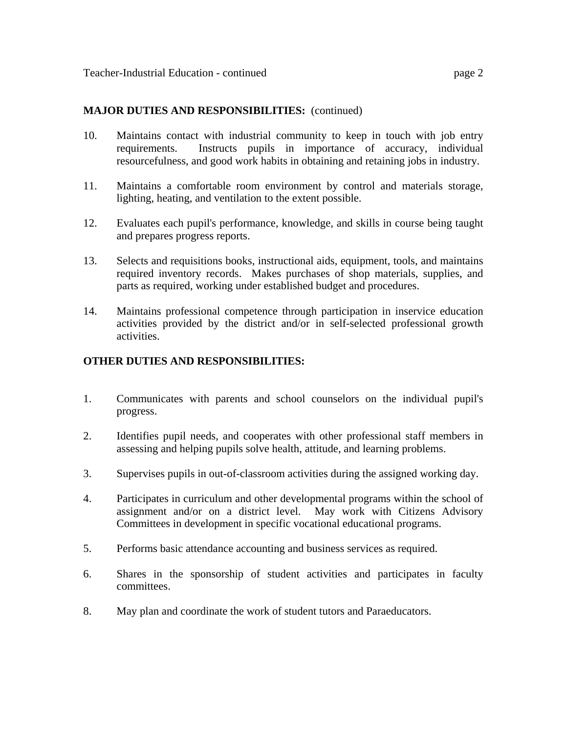**MAJOR DUTIES AND RESPONSIBILITIES:** (continued)

10. Maintains contact with industrial community to keep in touch with job entry requirements. Instructs pupils in importance of accuracy, individual resourcefulness, and good work habits in obtaining and retaining jobs in industry.

11. Maintains a comfortable room environment by control and materials storage, lighting, heating, and ventilation to the extent possible.

12. Evaluates each pupil's performance, knowledge, and skills in course being taught and prepares progress reports.

13. Selects and requisitions books, instructional aids, equipment, tools, and maintains required inventory records. Makes purchases of shop materials, supplies, and parts as required, working under established budget and procedures.

14. Maintains professional competence through participation in inservice education activities provided by the district and/or in self-selected professional growth activities.

**OTHER DUTIES AND RESPONSIBILITIES:**

1. Communicates with parents and school counselors on the individual pupil's progress.

2. Identifies pupil needs, and cooperates with other professional staff members in assessing and helping pupils solve health, attitude, and learning problems.

3. Supervises pupils in out-of-classroom activities during the assigned working day.

4. Participates in curriculum and other developmental programs within the school of assignment and/or on a district level. May work with Citizens Advisory Committees in development in specific vocational educational programs.

5. Performs basic attendance accounting and business services as required.

6. Shares in the sponsorship of student activities and participates in faculty committees.

8. May plan and coordinate the work of student tutors and Paraeducators.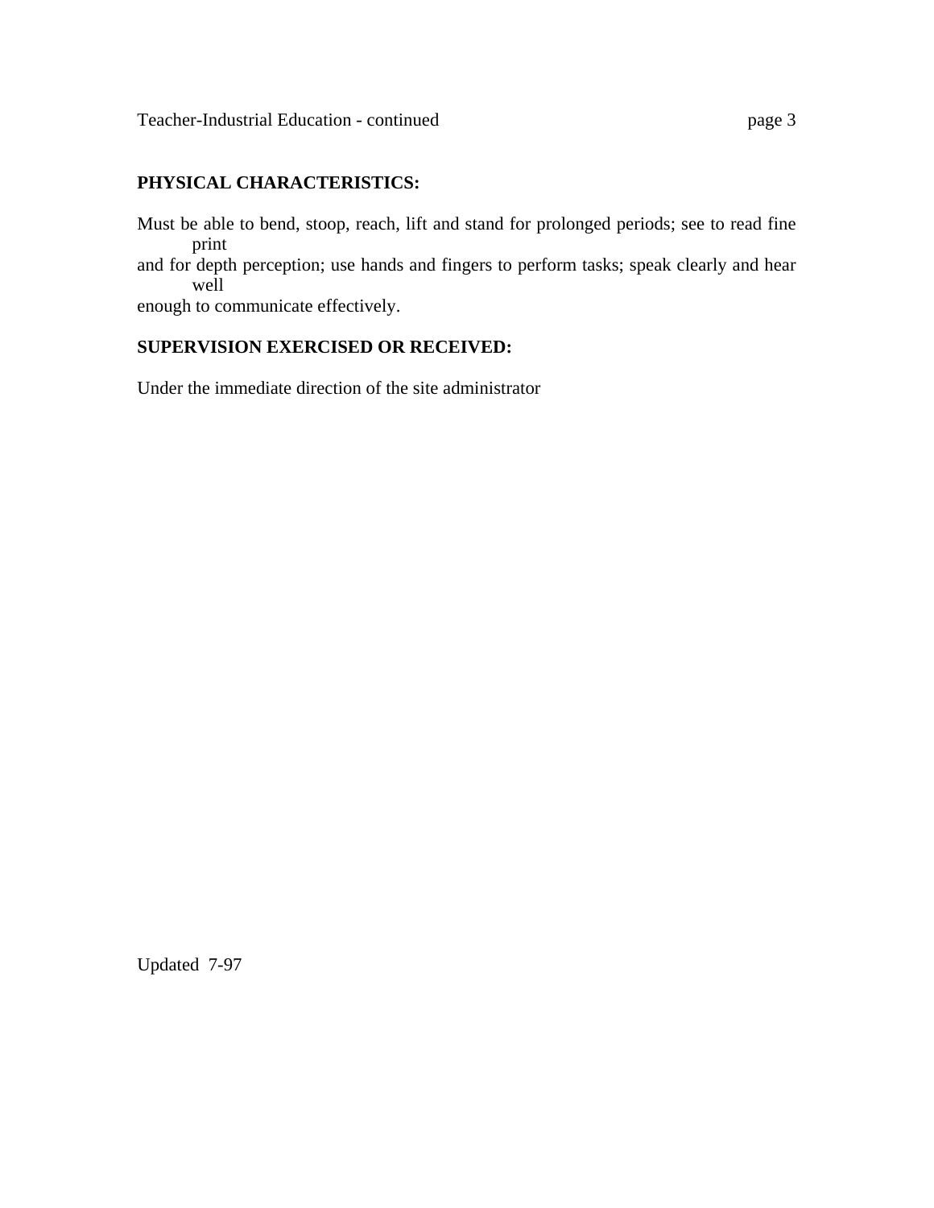## PHYSICAL CHARACTERISTICS:

Must be able to bend, stoop, reach, lift and stand for prolonged periods; see to read fine print and for depth perception; use hands and fingers to perform tasks; speak clearly and hear well enough to communicate effectively.

## SUPERVISION EXERCISED OR RECEIVED:

Under the immediate direction of the site administrator

Updated 7-97